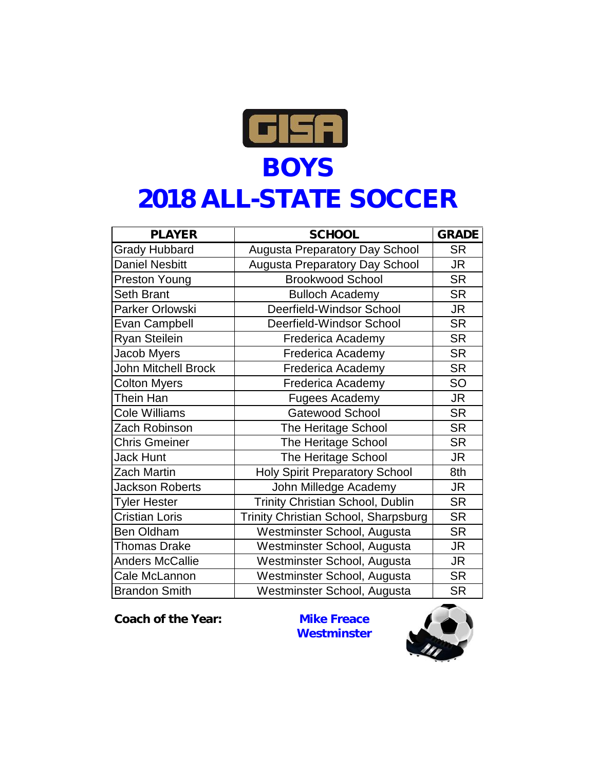GISA

# BOYS

# 2018 ALL-STATE SOCCER

| PLAYER | SCHOOL | GRADE |
|---|---|---|
| Grady Hubbard | Augusta Preparatory Day School | SR |
| Daniel Nesbitt | Augusta Preparatory Day School | JR |
| Preston Young | Brookwood School | SR |
| Seth Brant | Bulloch Academy | SR |
| Parker Orlowski | Deerfield-Windsor School | JR |
| Evan Campbell | Deerfield-Windsor School | SR |
| Ryan Steilein | Frederica Academy | SR |
| Jacob Myers | Frederica Academy | SR |
| John Mitchell Brock | Frederica Academy | SR |
| Colton Myers | Frederica Academy | SO |
| Thein Han | Fugees Academy | JR |
| Cole Williams | Gatewood School | SR |
| Zach Robinson | The Heritage School | SR |
| Chris Gmeiner | The Heritage School | SR |
| Jack Hunt | The Heritage School | JR |
| Zach Martin | Holy Spirit Preparatory School | 8th |
| Jackson Roberts | John Milledge Academy | JR |
| Tyler Hester | Trinity Christian School, Dublin | SR |
| Cristian Loris | Trinity Christian School, Sharpsburg | SR |
| Ben Oldham | Westminster School, Augusta | SR |
| Thomas Drake | Westminster School, Augusta | JR |
| Anders McCallie | Westminster School, Augusta | JR |
| Cale McLannon | Westminster School, Augusta | SR |
| Brandon Smith | Westminster School, Augusta | SR |

**Coach of the Year:** **Mike Freace**
**Westminster**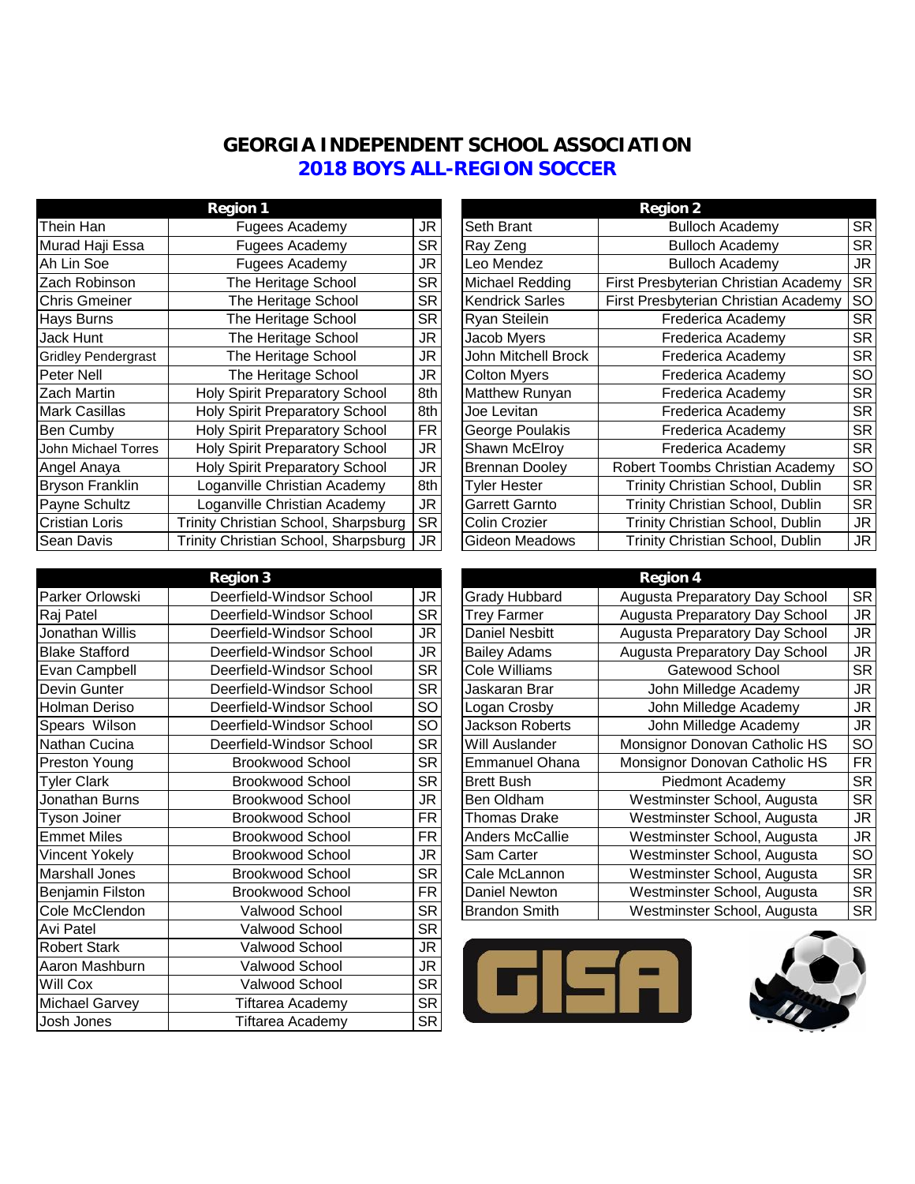# GEORGIA INDEPENDENT SCHOOL ASSOCIATION

## 2018 BOYS ALL-REGION SOCCER

| Region 1 | | |
|---|---|---|
| Thein Han | Fugees Academy | JR |
| Murad Haji Essa | Fugees Academy | SR |
| Ah Lin Soe | Fugees Academy | JR |
| Zach Robinson | The Heritage School | SR |
| Chris Gmeiner | The Heritage School | SR |
| Hays Burns | The Heritage School | SR |
| Jack Hunt | The Heritage School | JR |
| Gridley Pendergrast | The Heritage School | JR |
| Peter Nell | The Heritage School | JR |
| Zach Martin | Holy Spirit Preparatory School | 8th |
| Mark Casillas | Holy Spirit Preparatory School | 8th |
| Ben Cumby | Holy Spirit Preparatory School | FR |
| John Michael Torres | Holy Spirit Preparatory School | JR |
| Angel Anaya | Holy Spirit Preparatory School | JR |
| Bryson Franklin | Loganville Christian Academy | 8th |
| Payne Schultz | Loganville Christian Academy | JR |
| Cristian Loris | Trinity Christian School, Sharpsburg | SR |
| Sean Davis | Trinity Christian School, Sharpsburg | JR |

| Region 2 | | |
|---|---|---|
| Seth Brant | Bulloch Academy | SR |
| Ray Zeng | Bulloch Academy | SR |
| Leo Mendez | Bulloch Academy | JR |
| Michael Redding | First Presbyterian Christian Academy | SR |
| Kendrick Sarles | First Presbyterian Christian Academy | SO |
| Ryan Steilein | Frederica Academy | SR |
| Jacob Myers | Frederica Academy | SR |
| John Mitchell Brock | Frederica Academy | SR |
| Colton Myers | Frederica Academy | SO |
| Matthew Runyan | Frederica Academy | SR |
| Joe Levitan | Frederica Academy | SR |
| George Poulakis | Frederica Academy | SR |
| Shawn McElroy | Frederica Academy | SR |
| Brennan Dooley | Robert Toombs Christian Academy | SO |
| Tyler Hester | Trinity Christian School, Dublin | SR |
| Garrett Garnto | Trinity Christian School, Dublin | SR |
| Colin Crozier | Trinity Christian School, Dublin | JR |
| Gideon Meadows | Trinity Christian School, Dublin | JR |

| Region 3 | | |
|---|---|---|
| Parker Orlowski | Deerfield-Windsor School | JR |
| Raj Patel | Deerfield-Windsor School | SR |
| Jonathan Willis | Deerfield-Windsor School | JR |
| Blake Stafford | Deerfield-Windsor School | JR |
| Evan Campbell | Deerfield-Windsor School | SR |
| Devin Gunter | Deerfield-Windsor School | SR |
| Holman Deriso | Deerfield-Windsor School | SO |
| Spears Wilson | Deerfield-Windsor School | SO |
| Nathan Cucina | Deerfield-Windsor School | SR |
| Preston Young | Brookwood School | SR |
| Tyler Clark | Brookwood School | SR |
| Jonathan Burns | Brookwood School | JR |
| Tyson Joiner | Brookwood School | FR |
| Emmet Miles | Brookwood School | FR |
| Vincent Yokely | Brookwood School | JR |
| Marshall Jones | Brookwood School | SR |
| Benjamin Filston | Brookwood School | FR |
| Cole McClendon | Valwood School | SR |
| Avi Patel | Valwood School | SR |
| Robert Stark | Valwood School | JR |
| Aaron Mashburn | Valwood School | JR |
| Will Cox | Valwood School | SR |
| Michael Garvey | Tiftarea Academy | SR |
| Josh Jones | Tiftarea Academy | SR |

| Region 4 | | |
|---|---|---|
| Grady Hubbard | Augusta Preparatory Day School | SR |
| Trey Farmer | Augusta Preparatory Day School | JR |
| Daniel Nesbitt | Augusta Preparatory Day School | JR |
| Bailey Adams | Augusta Preparatory Day School | JR |
| Cole Williams | Gatewood School | SR |
| Jaskaran Brar | John Milledge Academy | JR |
| Logan Crosby | John Milledge Academy | JR |
| Jackson Roberts | John Milledge Academy | JR |
| Will Auslander | Monsignor Donovan Catholic HS | SO |
| Emmanuel Ohana | Monsignor Donovan Catholic HS | FR |
| Brett Bush | Piedmont Academy | SR |
| Ben Oldham | Westminster School, Augusta | SR |
| Thomas Drake | Westminster School, Augusta | JR |
| Anders McCallie | Westminster School, Augusta | JR |
| Sam Carter | Westminster School, Augusta | SO |
| Cale McLannon | Westminster School, Augusta | SR |
| Daniel Newton | Westminster School, Augusta | SR |
| Brandon Smith | Westminster School, Augusta | SR |